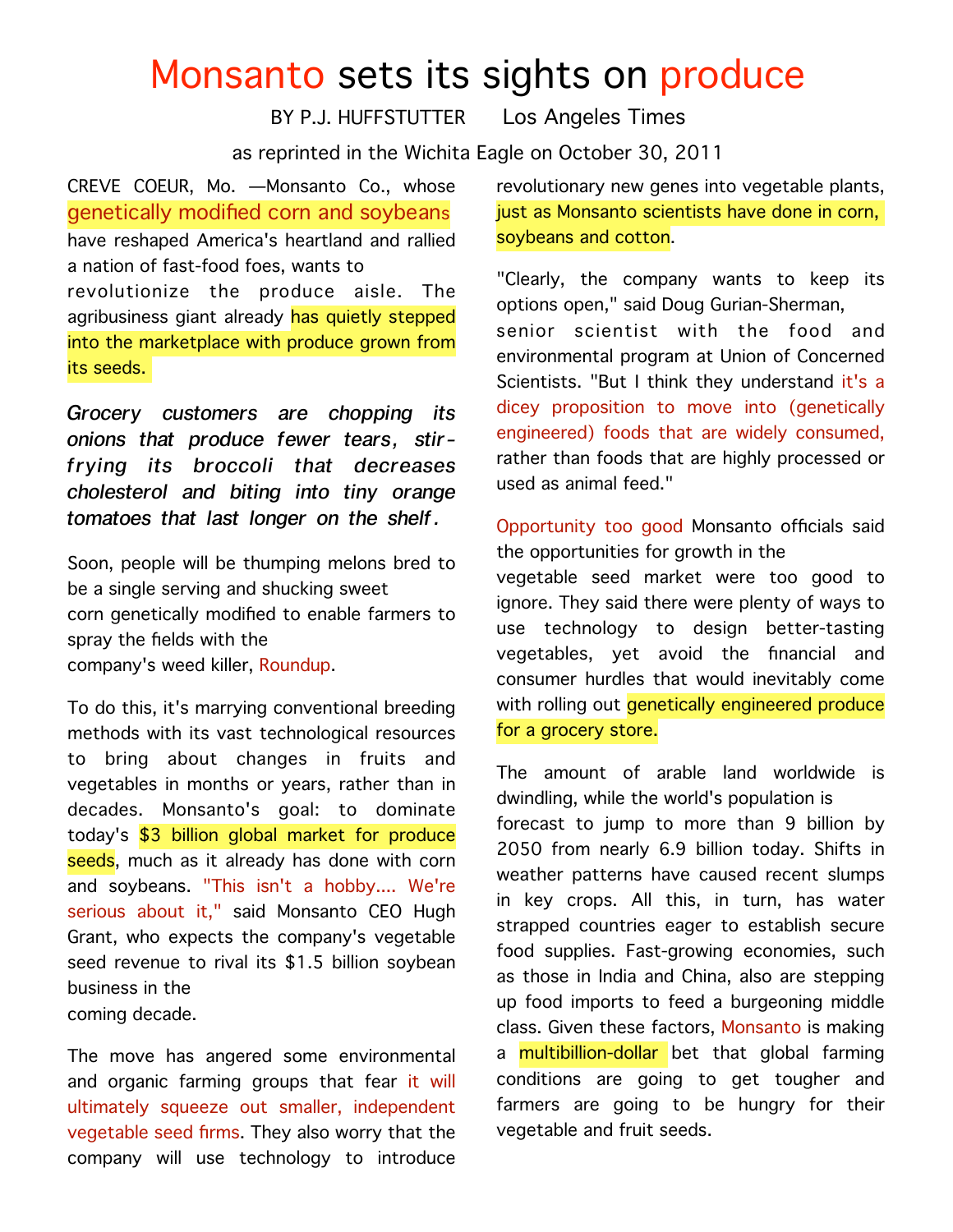# Monsanto sets its sights on produce

BY P.J. HUFFSTUTTER Los Angeles Times

as reprinted in the Wichita Eagle on October 30, 2011

CREVE COEUR, Mo. —Monsanto Co., whose genetically modified corn and soybeans have reshaped America's heartland and rallied a nation of fast-food foes, wants to revolutionize the produce aisle. The agribusiness giant already has quietly stepped into the marketplace with produce grown from its seeds.

*Grocery customers are chopping its onions that produce fewer tears, stir-frying its broccoli that decreases cholesterol and biting into tiny orange tomatoes that last longer on the shelf.*

Soon, people will be thumping melons bred to be a single serving and shucking sweet corn genetically modified to enable farmers to spray the fields with the company's weed killer, Roundup.

To do this, it's marrying conventional breeding methods with its vast technological resources to bring about changes in fruits and vegetables in months or years, rather than in decades. Monsanto's goal: to dominate today's $3 billion global market for produce seeds, much as it already has done with corn and soybeans. "This isn't a hobby.... We're serious about it," said Monsanto CEO Hugh Grant, who expects the company's vegetable seed revenue to rival its $1.5 billion soybean business in the coming decade.

The move has angered some environmental and organic farming groups that fear it will ultimately squeeze out smaller, independent vegetable seed firms. They also worry that the company will use technology to introduce revolutionary new genes into vegetable plants, just as Monsanto scientists have done in corn, soybeans and cotton.

"Clearly, the company wants to keep its options open," said Doug Gurian-Sherman, senior scientist with the food and environmental program at Union of Concerned Scientists. "But I think they understand it's a dicey proposition to move into (genetically engineered) foods that are widely consumed, rather than foods that are highly processed or used as animal feed."

Opportunity too good Monsanto officials said the opportunities for growth in the vegetable seed market were too good to ignore. They said there were plenty of ways to use technology to design better-tasting vegetables, yet avoid the financial and consumer hurdles that would inevitably come with rolling out genetically engineered produce for a grocery store.

The amount of arable land worldwide is dwindling, while the world's population is forecast to jump to more than 9 billion by 2050 from nearly 6.9 billion today. Shifts in weather patterns have caused recent slumps in key crops. All this, in turn, has water strapped countries eager to establish secure food supplies. Fast-growing economies, such as those in India and China, also are stepping up food imports to feed a burgeoning middle class. Given these factors, Monsanto is making a multibillion-dollar bet that global farming conditions are going to get tougher and farmers are going to be hungry for their vegetable and fruit seeds.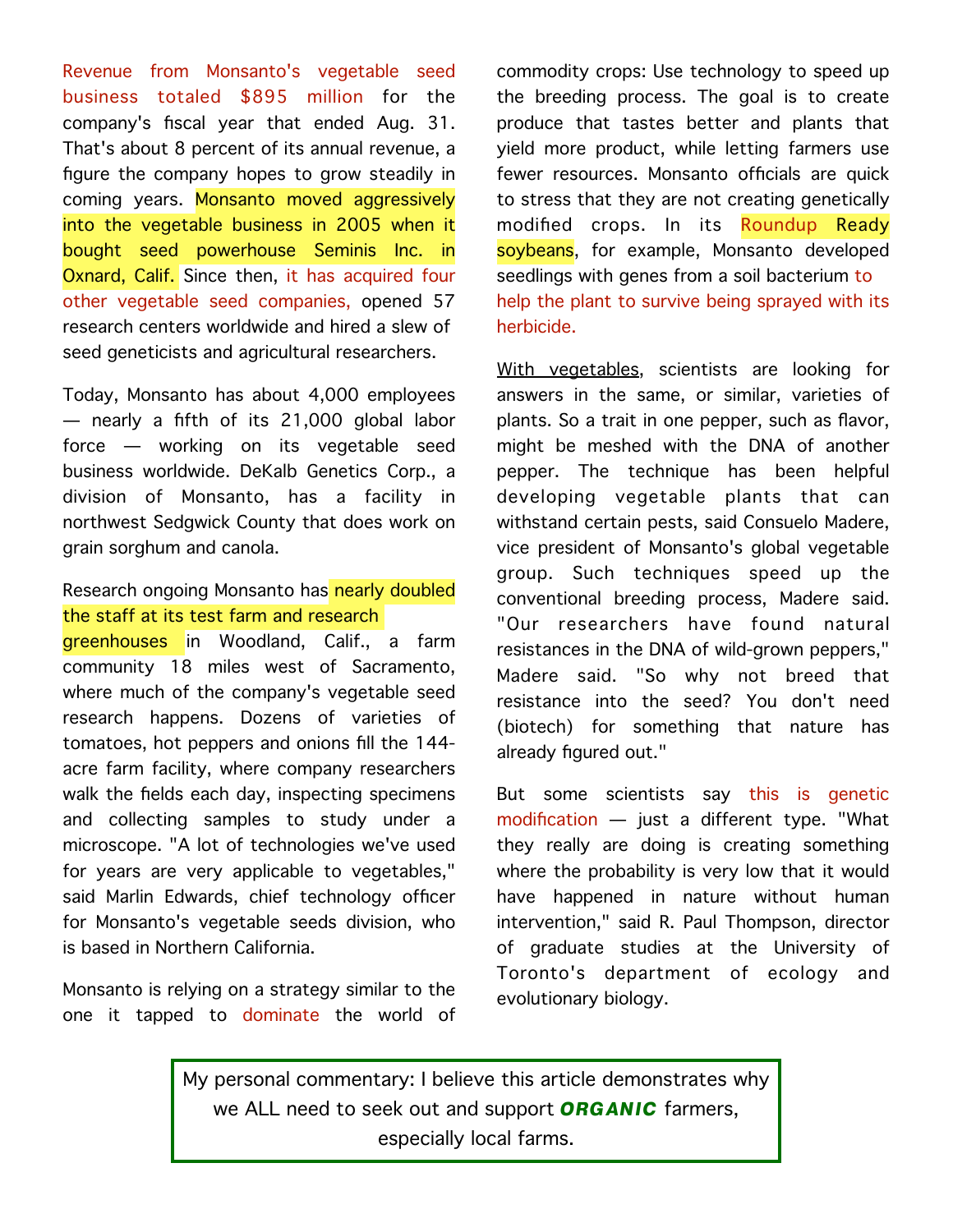Revenue from Monsanto's vegetable seed business totaled $895 million for the company's fiscal year that ended Aug. 31. That's about 8 percent of its annual revenue, a figure the company hopes to grow steadily in coming years. Monsanto moved aggressively into the vegetable business in 2005 when it bought seed powerhouse Seminis Inc. in Oxnard, Calif. Since then, it has acquired four other vegetable seed companies, opened 57 research centers worldwide and hired a slew of seed geneticists and agricultural researchers.

Today, Monsanto has about 4,000 employees — nearly a fifth of its 21,000 global labor force — working on its vegetable seed business worldwide. DeKalb Genetics Corp., a division of Monsanto, has a facility in northwest Sedgwick County that does work on grain sorghum and canola.

Research ongoing Monsanto has nearly doubled the staff at its test farm and research greenhouses in Woodland, Calif., a farm community 18 miles west of Sacramento, where much of the company's vegetable seed research happens. Dozens of varieties of tomatoes, hot peppers and onions fill the 144-acre farm facility, where company researchers walk the fields each day, inspecting specimens and collecting samples to study under a microscope. "A lot of technologies we've used for years are very applicable to vegetables," said Marlin Edwards, chief technology officer for Monsanto's vegetable seeds division, who is based in Northern California.

Monsanto is relying on a strategy similar to the one it tapped to dominate the world of commodity crops: Use technology to speed up the breeding process. The goal is to create produce that tastes better and plants that yield more product, while letting farmers use fewer resources. Monsanto officials are quick to stress that they are not creating genetically modified crops. In its Roundup Ready soybeans, for example, Monsanto developed seedlings with genes from a soil bacterium to help the plant to survive being sprayed with its herbicide.

With vegetables, scientists are looking for answers in the same, or similar, varieties of plants. So a trait in one pepper, such as flavor, might be meshed with the DNA of another pepper. The technique has been helpful developing vegetable plants that can withstand certain pests, said Consuelo Madere, vice president of Monsanto's global vegetable group. Such techniques speed up the conventional breeding process, Madere said. "Our researchers have found natural resistances in the DNA of wild-grown peppers," Madere said. "So why not breed that resistance into the seed? You don't need (biotech) for something that nature has already figured out."

But some scientists say this is genetic modification — just a different type. "What they really are doing is creating something where the probability is very low that it would have happened in nature without human intervention," said R. Paul Thompson, director of graduate studies at the University of Toronto's department of ecology and evolutionary biology.

My personal commentary: I believe this article demonstrates why we ALL need to seek out and support ***ORGANIC*** farmers, especially local farms.